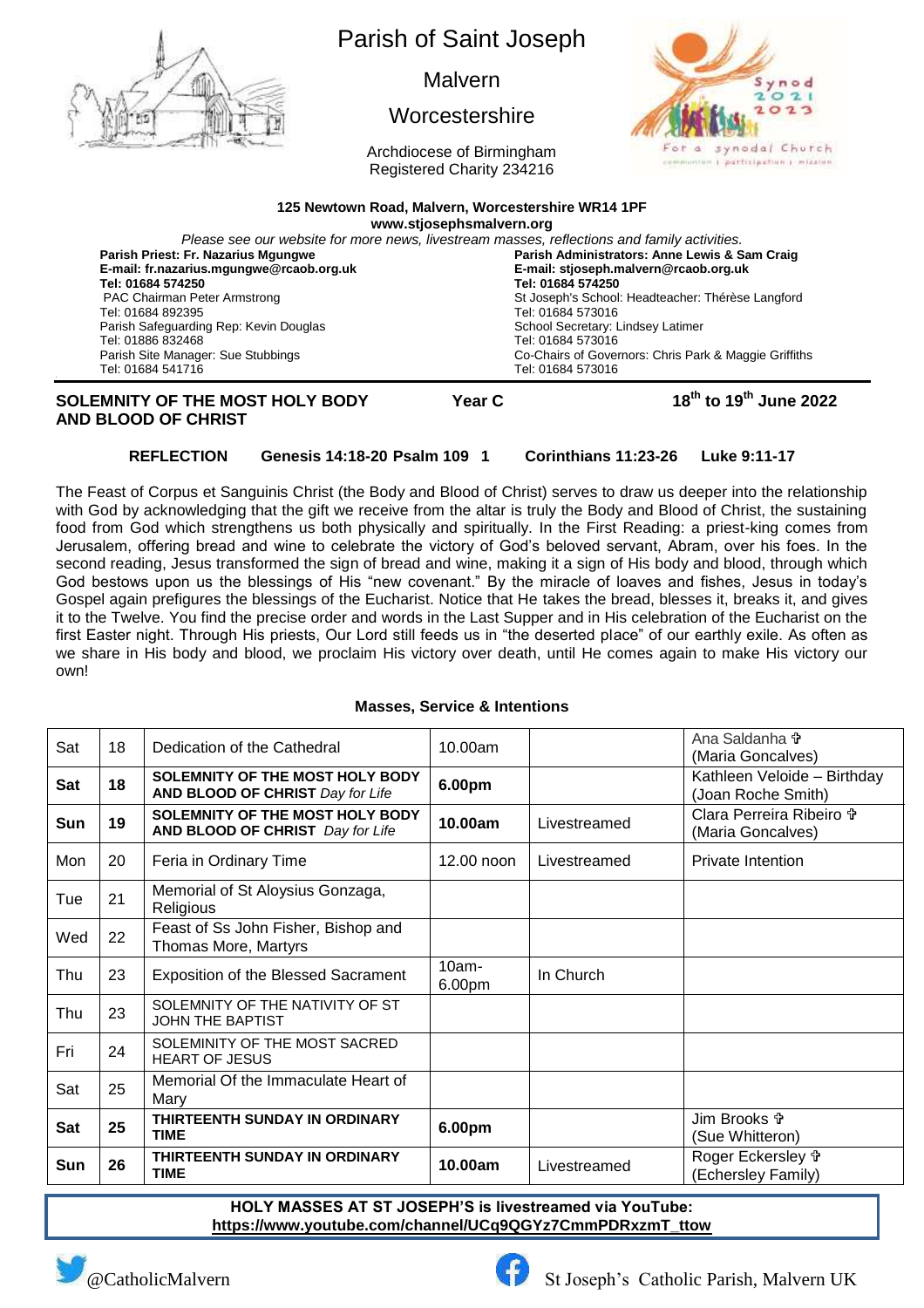# Parish of Saint Joseph

Malvern

Worcestershire

Archdiocese of Birmingham
Registered Charity 234216

**125 Newtown Road, Malvern, Worcestershire WR14 1PF**
**www.stjosephsmalvern.org**

*Please see our website for more news, livestream masses, reflections and family activities.*

**Parish Priest: Fr. Nazarius Mgungwe**
**E-mail: fr.nazarius.mgungwe@rcaob.org.uk**
**Tel: 01684 574250**
PAC Chairman Peter Armstrong
Tel: 01684 892395
Parish Safeguarding Rep: Kevin Douglas
Tel: 01886 832468
Parish Site Manager: Sue Stubbings
Tel: 01684 541716

**Parish Administrators: Anne Lewis & Sam Craig**
**E-mail: stjoseph.malvern@rcaob.org.uk**
**Tel: 01684 574250**
St Joseph's School: Headteacher: Thérèse Langford
Tel: 01684 573016
School Secretary: Lindsey Latimer
Tel: 01684 573016
Co-Chairs of Governors: Chris Park & Maggie Griffiths
Tel: 01684 573016

## SOLEMNITY OF THE MOST HOLY BODY AND BLOOD OF CHRIST — Year C — 18th to 19th June 2022

**REFLECTION Genesis 14:18-20 Psalm 109 1 Corinthians 11:23-26 Luke 9:11-17**

The Feast of Corpus et Sanguinis Christ (the Body and Blood of Christ) serves to draw us deeper into the relationship with God by acknowledging that the gift we receive from the altar is truly the Body and Blood of Christ, the sustaining food from God which strengthens us both physically and spiritually. In the First Reading: a priest-king comes from Jerusalem, offering bread and wine to celebrate the victory of God's beloved servant, Abram, over his foes. In the second reading, Jesus transformed the sign of bread and wine, making it a sign of His body and blood, through which God bestows upon us the blessings of His "new covenant." By the miracle of loaves and fishes, Jesus in today's Gospel again prefigures the blessings of the Eucharist. Notice that He takes the bread, blesses it, breaks it, and gives it to the Twelve. You find the precise order and words in the Last Supper and in His celebration of the Eucharist on the first Easter night. Through His priests, Our Lord still feeds us in "the deserted place" of our earthly exile. As often as we share in His body and blood, we proclaim His victory over death, until He comes again to make His victory our own!

### Masses, Service & Intentions

| Day | Date | Celebration | Time | | Intention |
|---|---|---|---|---|---|
| Sat | 18 | Dedication of the Cathedral | 10.00am | | Ana Saldanha ✞ (Maria Goncalves) |
| **Sat** | **18** | **SOLEMNITY OF THE MOST HOLY BODY AND BLOOD OF CHRIST** *Day for Life* | **6.00pm** | | Kathleen Veloide – Birthday (Joan Roche Smith) |
| **Sun** | **19** | **SOLEMNITY OF THE MOST HOLY BODY AND BLOOD OF CHRIST** *Day for Life* | **10.00am** | Livestreamed | Clara Perreira Ribeiro ✞ (Maria Goncalves) |
| Mon | 20 | Feria in Ordinary Time | 12.00 noon | Livestreamed | Private Intention |
| Tue | 21 | Memorial of St Aloysius Gonzaga, Religious | | | |
| Wed | 22 | Feast of Ss John Fisher, Bishop and Thomas More, Martyrs | | | |
| Thu | 23 | Exposition of the Blessed Sacrament | 10am-6.00pm | In Church | |
| Thu | 23 | SOLEMNITY OF THE NATIVITY OF ST JOHN THE BAPTIST | | | |
| Fri | 24 | SOLEMINITY OF THE MOST SACRED HEART OF JESUS | | | |
| Sat | 25 | Memorial Of the Immaculate Heart of Mary | | | |
| **Sat** | **25** | **THIRTEENTH SUNDAY IN ORDINARY TIME** | **6.00pm** | | Jim Brooks ✞ (Sue Whitteron) |
| **Sun** | **26** | **THIRTEENTH SUNDAY IN ORDINARY TIME** | **10.00am** | Livestreamed | Roger Eckersley ✞ (Echersley Family) |

**HOLY MASSES AT ST JOSEPH'S is livestreamed via YouTube:**
**https://www.youtube.com/channel/UCq9QGYz7CmmPDRxzmT_ttow**

@CatholicMalvern

St Joseph's Catholic Parish, Malvern UK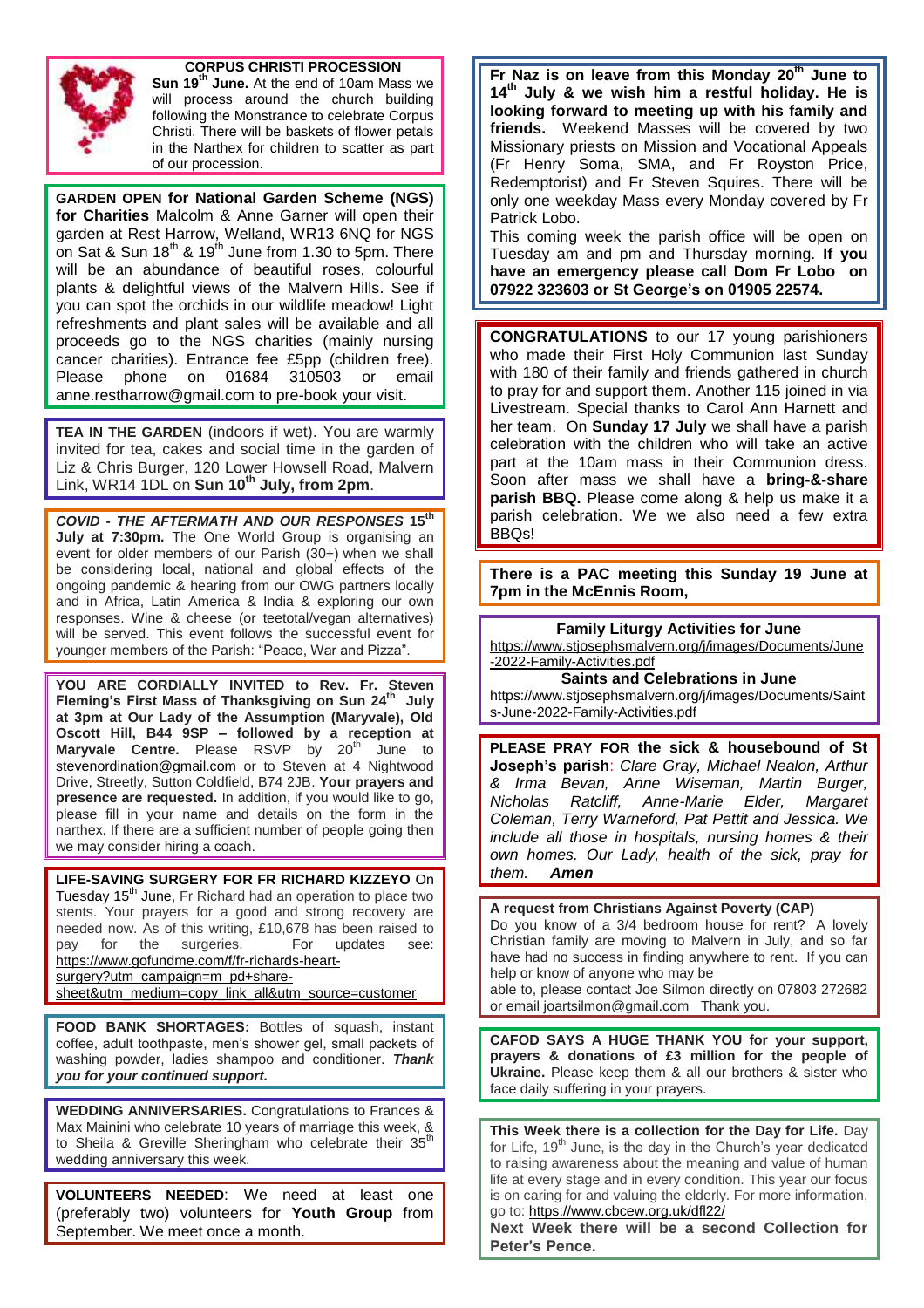**CORPUS CHRISTI PROCESSION**

**Sun 19th June.** At the end of 10am Mass we will process around the church building following the Monstrance to celebrate Corpus Christi. There will be baskets of flower petals in the Narthex for children to scatter as part of our procession.

**GARDEN OPEN for National Garden Scheme (NGS) for Charities** Malcolm & Anne Garner will open their garden at Rest Harrow, Welland, WR13 6NQ for NGS on Sat & Sun 18th & 19th June from 1.30 to 5pm. There will be an abundance of beautiful roses, colourful plants & delightful views of the Malvern Hills. See if you can spot the orchids in our wildlife meadow! Light refreshments and plant sales will be available and all proceeds go to the NGS charities (mainly nursing cancer charities). Entrance fee £5pp (children free). Please phone on 01684 310503 or email anne.restharrow@gmail.com to pre-book your visit.

**TEA IN THE GARDEN** (indoors if wet). You are warmly invited for tea, cakes and social time in the garden of Liz & Chris Burger, 120 Lower Howsell Road, Malvern Link, WR14 1DL on **Sun 10th July, from 2pm**.

***COVID - THE AFTERMATH AND OUR RESPONSES* 15th July at 7:30pm.** The One World Group is organising an event for older members of our Parish (30+) when we shall be considering local, national and global effects of the ongoing pandemic & hearing from our OWG partners locally and in Africa, Latin America & India & exploring our own responses. Wine & cheese (or teetotal/vegan alternatives) will be served. This event follows the successful event for younger members of the Parish: "Peace, War and Pizza".

**YOU ARE CORDIALLY INVITED to Rev. Fr. Steven Fleming's First Mass of Thanksgiving on Sun 24th July at 3pm at Our Lady of the Assumption (Maryvale), Old Oscott Hill, B44 9SP – followed by a reception at Maryvale Centre.** Please RSVP by 20th June to stevenordination@gmail.com or to Steven at 4 Nightwood Drive, Streetly, Sutton Coldfield, B74 2JB. **Your prayers and presence are requested.** In addition, if you would like to go, please fill in your name and details on the form in the narthex. If there are a sufficient number of people going then we may consider hiring a coach.

**LIFE-SAVING SURGERY FOR FR RICHARD KIZZEYO** On Tuesday 15th June, Fr Richard had an operation to place two stents. Your prayers for a good and strong recovery are needed now. As of this writing, £10,678 has been raised to pay for the surgeries. For updates see: https://www.gofundme.com/f/fr-richards-heart-surgery?utm_campaign=m_pd+share-sheet&utm_medium=copy_link_all&utm_source=customer

**FOOD BANK SHORTAGES:** Bottles of squash, instant coffee, adult toothpaste, men's shower gel, small packets of washing powder, ladies shampoo and conditioner. ***Thank you for your continued support.***

**WEDDING ANNIVERSARIES.** Congratulations to Frances & Max Mainini who celebrate 10 years of marriage this week, & to Sheila & Greville Sheringham who celebrate their 35th wedding anniversary this week.

**VOLUNTEERS NEEDED**: We need at least one (preferably two) volunteers for **Youth Group** from September. We meet once a month.

**Fr Naz is on leave from this Monday 20th June to 14th July & we wish him a restful holiday. He is looking forward to meeting up with his family and friends.** Weekend Masses will be covered by two Missionary priests on Mission and Vocational Appeals (Fr Henry Soma, SMA, and Fr Royston Price, Redemptorist) and Fr Steven Squires. There will be only one weekday Mass every Monday covered by Fr Patrick Lobo.

This coming week the parish office will be open on Tuesday am and pm and Thursday morning. **If you have an emergency please call Dom Fr Lobo on 07922 323603 or St George's on 01905 22574.**

**CONGRATULATIONS** to our 17 young parishioners who made their First Holy Communion last Sunday with 180 of their family and friends gathered in church to pray for and support them. Another 115 joined in via Livestream. Special thanks to Carol Ann Harnett and her team. On **Sunday 17 July** we shall have a parish celebration with the children who will take an active part at the 10am mass in their Communion dress. Soon after mass we shall have a **bring-&-share parish BBQ.** Please come along & help us make it a parish celebration. We we also need a few extra BBQs!

**There is a PAC meeting this Sunday 19 June at 7pm in the McEnnis Room,**

**Family Liturgy Activities for June**

https://www.stjosephsmalvern.org/j/images/Documents/June-2022-Family-Activities.pdf

**Saints and Celebrations in June**

https://www.stjosephsmalvern.org/j/images/Documents/Saints-June-2022-Family-Activities.pdf

**PLEASE PRAY FOR the sick & housebound of St Joseph's parish**: *Clare Gray, Michael Nealon, Arthur & Irma Bevan, Anne Wiseman, Martin Burger, Nicholas Ratcliff, Anne-Marie Elder, Margaret Coleman, Terry Warneford, Pat Pettit and Jessica. We include all those in hospitals, nursing homes & their own homes. Our Lady, health of the sick, pray for them.* ***Amen***

**A request from Christians Against Poverty (CAP)**

Do you know of a 3/4 bedroom house for rent? A lovely Christian family are moving to Malvern in July, and so far have had no success in finding anywhere to rent. If you can help or know of anyone who may be able to, please contact Joe Silmon directly on 07803 272682 or email joartsilmon@gmail.com Thank you.

**CAFOD SAYS A HUGE THANK YOU for your support, prayers & donations of £3 million for the people of Ukraine.** Please keep them & all our brothers & sister who face daily suffering in your prayers.

**This Week there is a collection for the Day for Life.** Day for Life, 19th June, is the day in the Church's year dedicated to raising awareness about the meaning and value of human life at every stage and in every condition. This year our focus is on caring for and valuing the elderly. For more information, go to: https://www.cbcew.org.uk/dfl22/

**Next Week there will be a second Collection for Peter's Pence.**